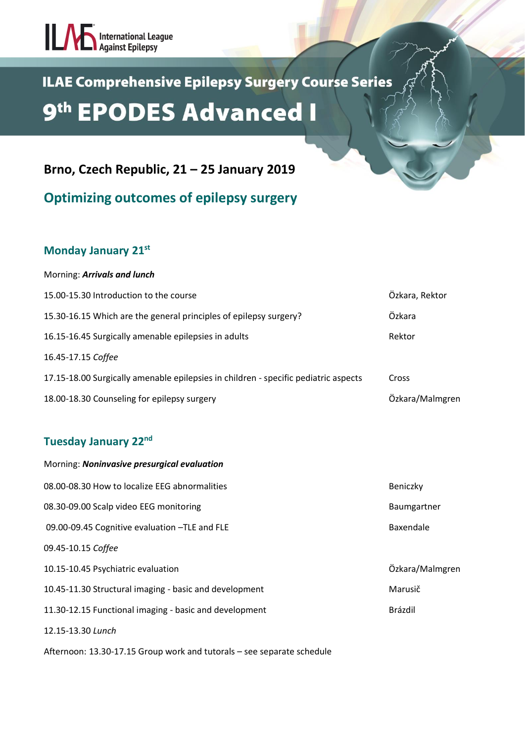International League Against Epilepsy

# ILAE Comprehensive Epilepsy Surgery Course Series

# 9th EPODES Advanced I

**Brno, Czech Republic, 21 – 25 January 2019**

## Optimizing outcomes of epilepsy surgery

### Monday January 21st

Morning: ***Arrivals and lunch***

| | |
|---|---|
| 15.00-15.30 Introduction to the course | Özkara, Rektor |
| 15.30-16.15 Which are the general principles of epilepsy surgery? | Özkara |
| 16.15-16.45 Surgically amenable epilepsies in adults | Rektor |
| 16.45-17.15 *Coffee* | |
| 17.15-18.00 Surgically amenable epilepsies in children - specific pediatric aspects | Cross |
| 18.00-18.30 Counseling for epilepsy surgery | Özkara/Malmgren |

### Tuesday January 22nd

Morning: ***Noninvasive presurgical evaluation***

| | |
|---|---|
| 08.00-08.30 How to localize EEG abnormalities | Beniczky |
| 08.30-09.00 Scalp video EEG monitoring | Baumgartner |
| 09.00-09.45 Cognitive evaluation –TLE and FLE | Baxendale |
| 09.45-10.15 *Coffee* | |
| 10.15-10.45 Psychiatric evaluation | Özkara/Malmgren |
| 10.45-11.30 Structural imaging - basic and development | Marusič |
| 11.30-12.15 Functional imaging - basic and development | Brázdil |
| 12.15-13.30 *Lunch* | |

Afternoon: 13.30-17.15 Group work and tutorals – see separate schedule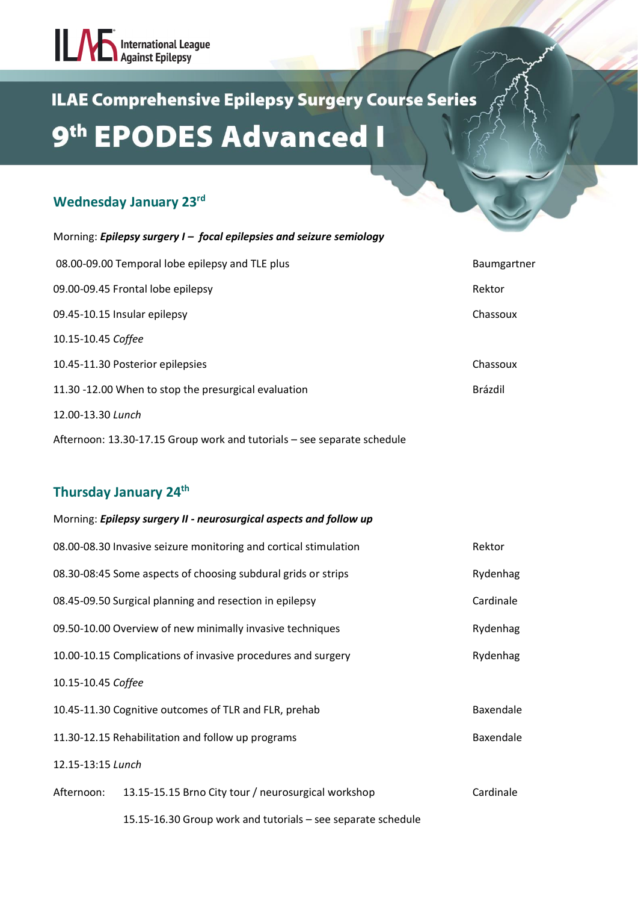International League Against Epilepsy

# ILAE Comprehensive Epilepsy Surgery Course Series

# 9th EPODES Advanced I

## Wednesday January 23rd

Morning: ***Epilepsy surgery I – focal epilepsies and seizure semiology***

| | |
|---|---|
| 08.00-09.00 Temporal lobe epilepsy and TLE plus | Baumgartner |
| 09.00-09.45 Frontal lobe epilepsy | Rektor |
| 09.45-10.15 Insular epilepsy | Chassoux |
| 10.15-10.45 *Coffee* | |
| 10.45-11.30 Posterior epilepsies | Chassoux |
| 11.30 -12.00 When to stop the presurgical evaluation | Brázdil |
| 12.00-13.30 *Lunch* | |

Afternoon: 13.30-17.15 Group work and tutorials – see separate schedule

## Thursday January 24th

Morning: ***Epilepsy surgery II - neurosurgical aspects and follow up***

| | |
|---|---|
| 08.00-08.30 Invasive seizure monitoring and cortical stimulation | Rektor |
| 08.30-08:45 Some aspects of choosing subdural grids or strips | Rydenhag |
| 08.45-09.50 Surgical planning and resection in epilepsy | Cardinale |
| 09.50-10.00 Overview of new minimally invasive techniques | Rydenhag |
| 10.00-10.15 Complications of invasive procedures and surgery | Rydenhag |
| 10.15-10.45 *Coffee* | |
| 10.45-11.30 Cognitive outcomes of TLR and FLR, prehab | Baxendale |
| 11.30-12.15 Rehabilitation and follow up programs | Baxendale |
| 12.15-13:15 *Lunch* | |

Afternoon: 13.15-15.15 Brno City tour / neurosurgical workshop — Cardinale

15.15-16.30 Group work and tutorials – see separate schedule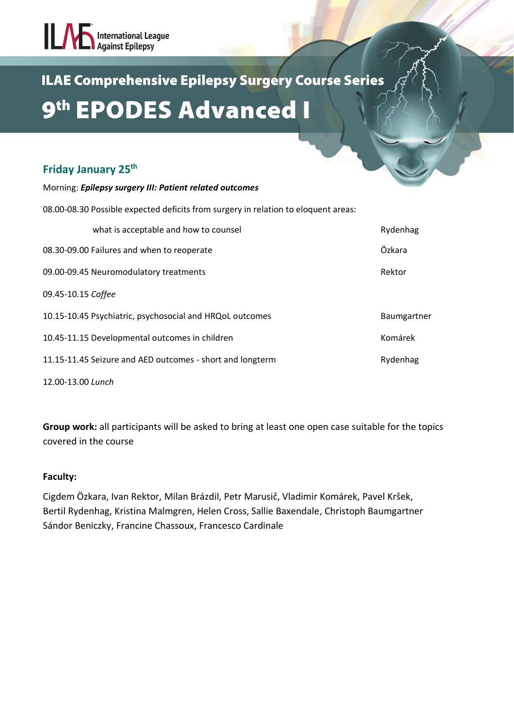ILAE International League Against Epilepsy

# ILAE Comprehensive Epilepsy Surgery Course Series

# 9th EPODES Advanced I

## Friday January 25th

Morning: ***Epilepsy surgery III: Patient related outcomes***

| | |
|---|---|
| 08.00-08.30 Possible expected deficits from surgery in relation to eloquent areas: what is acceptable and how to counsel | Rydenhag |
| 08.30-09.00 Failures and when to reoperate | Özkara |
| 09.00-09.45 Neuromodulatory treatments | Rektor |
| 09.45-10.15 *Coffee* | |
| 10.15-10.45 Psychiatric, psychosocial and HRQoL outcomes | Baumgartner |
| 10.45-11.15 Developmental outcomes in children | Komárek |
| 11.15-11.45 Seizure and AED outcomes - short and longterm | Rydenhag |
| 12.00-13.00 *Lunch* | |

**Group work:** all participants will be asked to bring at least one open case suitable for the topics covered in the course

**Faculty:**

Cigdem Özkara, Ivan Rektor, Milan Brázdil, Petr Marusič, Vladimir Komárek, Pavel Kršek, Bertil Rydenhag, Kristina Malmgren, Helen Cross, Sallie Baxendale, Christoph Baumgartner Sándor Beniczky, Francine Chassoux, Francesco Cardinale